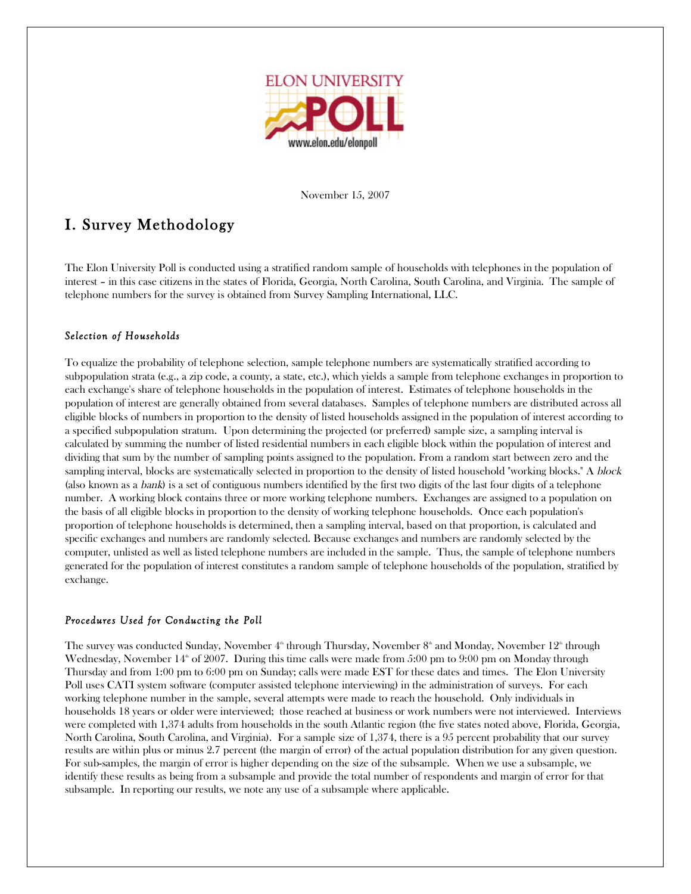November 15, 2007

# I. Survey Methodology

The Elon University Poll is conducted using a stratified random sample of households with telephones in the population of interest – in this case citizens in the states of Florida, Georgia, North Carolina, South Carolina, and Virginia. The sample of telephone numbers for the survey is obtained from Survey Sampling International, LLC.

### *Selection of Households*

To equalize the probability of telephone selection, sample telephone numbers are systematically stratified according to subpopulation strata (e.g., a zip code, a county, a state, etc.), which yields a sample from telephone exchanges in proportion to each exchange's share of telephone households in the population of interest. Estimates of telephone households in the population of interest are generally obtained from several databases. Samples of telephone numbers are distributed across all eligible blocks of numbers in proportion to the density of listed households assigned in the population of interest according to a specified subpopulation stratum. Upon determining the projected (or preferred) sample size, a sampling interval is calculated by summing the number of listed residential numbers in each eligible block within the population of interest and dividing that sum by the number of sampling points assigned to the population. From a random start between zero and the sampling interval, blocks are systematically selected in proportion to the density of listed household "working blocks." A *block* (also known as a *bank*) is a set of contiguous numbers identified by the first two digits of the last four digits of a telephone number. A working block contains three or more working telephone numbers. Exchanges are assigned to a population on the basis of all eligible blocks in proportion to the density of working telephone households. Once each population's proportion of telephone households is determined, then a sampling interval, based on that proportion, is calculated and specific exchanges and numbers are randomly selected. Because exchanges and numbers are randomly selected by the computer, unlisted as well as listed telephone numbers are included in the sample. Thus, the sample of telephone numbers generated for the population of interest constitutes a random sample of telephone households of the population, stratified by exchange.

### *Procedures Used for Conducting the Poll*

The survey was conducted Sunday, November 4th through Thursday, November 8th and Monday, November 12th through Wednesday, November 14th of 2007. During this time calls were made from 5:00 pm to 9:00 pm on Monday through Thursday and from 1:00 pm to 6:00 pm on Sunday; calls were made EST for these dates and times. The Elon University Poll uses CATI system software (computer assisted telephone interviewing) in the administration of surveys. For each working telephone number in the sample, several attempts were made to reach the household. Only individuals in households 18 years or older were interviewed; those reached at business or work numbers were not interviewed. Interviews were completed with 1,374 adults from households in the south Atlantic region (the five states noted above, Florida, Georgia, North Carolina, South Carolina, and Virginia). For a sample size of 1,374, there is a 95 percent probability that our survey results are within plus or minus 2.7 percent (the margin of error) of the actual population distribution for any given question. For sub-samples, the margin of error is higher depending on the size of the subsample. When we use a subsample, we identify these results as being from a subsample and provide the total number of respondents and margin of error for that subsample. In reporting our results, we note any use of a subsample where applicable.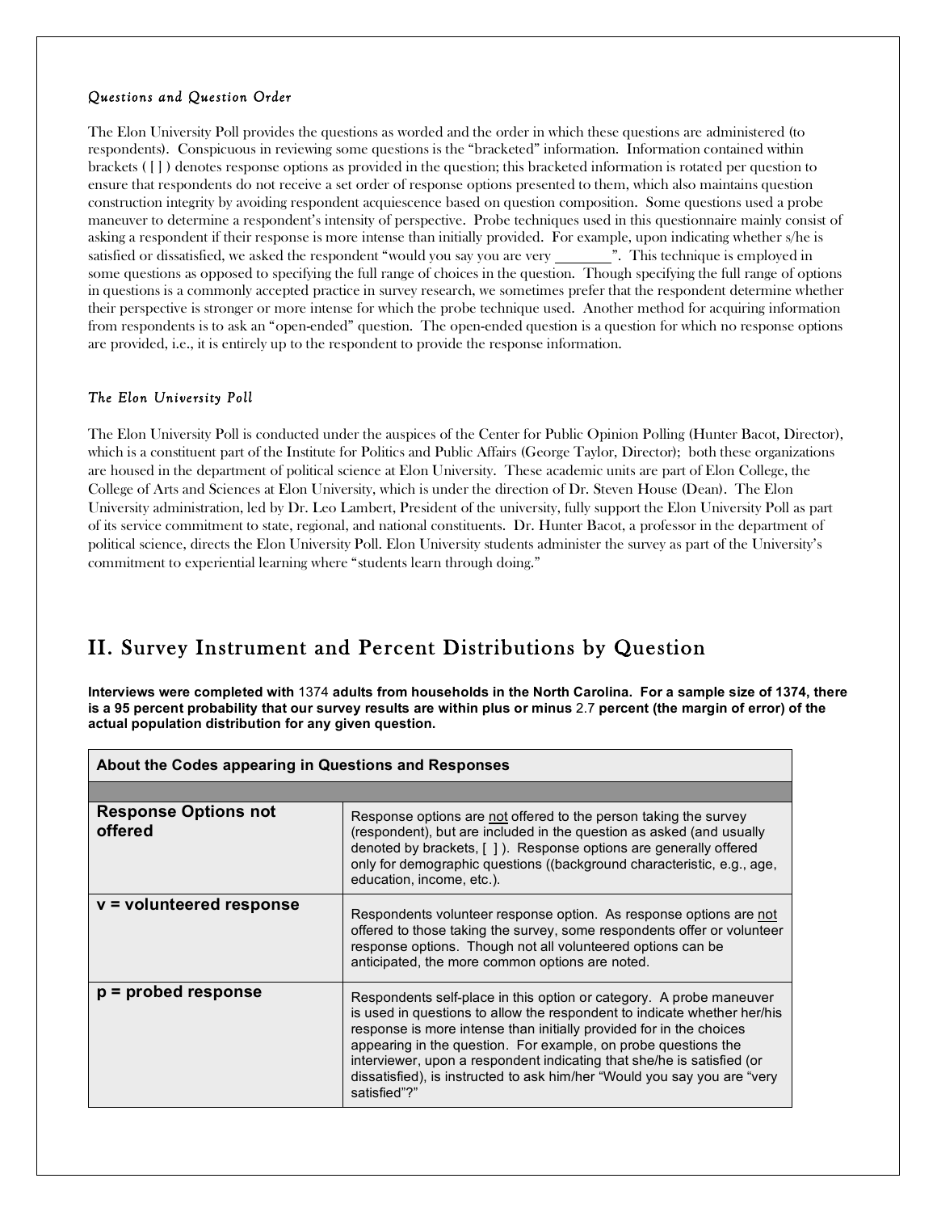*Questions and Question Order*

The Elon University Poll provides the questions as worded and the order in which these questions are administered (to respondents). Conspicuous in reviewing some questions is the "bracketed" information. Information contained within brackets ( [ ] ) denotes response options as provided in the question; this bracketed information is rotated per question to ensure that respondents do not receive a set order of response options presented to them, which also maintains question construction integrity by avoiding respondent acquiescence based on question composition. Some questions used a probe maneuver to determine a respondent's intensity of perspective. Probe techniques used in this questionnaire mainly consist of asking a respondent if their response is more intense than initially provided. For example, upon indicating whether s/he is satisfied or dissatisfied, we asked the respondent "would you say you are very ________". This technique is employed in some questions as opposed to specifying the full range of choices in the question. Though specifying the full range of options in questions is a commonly accepted practice in survey research, we sometimes prefer that the respondent determine whether their perspective is stronger or more intense for which the probe technique used. Another method for acquiring information from respondents is to ask an "open-ended" question. The open-ended question is a question for which no response options are provided, i.e., it is entirely up to the respondent to provide the response information.

*The Elon University Poll*

The Elon University Poll is conducted under the auspices of the Center for Public Opinion Polling (Hunter Bacot, Director), which is a constituent part of the Institute for Politics and Public Affairs (George Taylor, Director); both these organizations are housed in the department of political science at Elon University. These academic units are part of Elon College, the College of Arts and Sciences at Elon University, which is under the direction of Dr. Steven House (Dean). The Elon University administration, led by Dr. Leo Lambert, President of the university, fully support the Elon University Poll as part of its service commitment to state, regional, and national constituents. Dr. Hunter Bacot, a professor in the department of political science, directs the Elon University Poll. Elon University students administer the survey as part of the University's commitment to experiential learning where "students learn through doing."

## II. Survey Instrument and Percent Distributions by Question

**Interviews were completed with** 1374 **adults from households in the North Carolina. For a sample size of 1374, there is a 95 percent probability that our survey results are within plus or minus** 2.7 **percent (the margin of error) of the actual population distribution for any given question.**

| About the Codes appearing in Questions and Responses | |
|---|---|
| **Response Options not offered** | Response options are not offered to the person taking the survey (respondent), but are included in the question as asked (and usually denoted by brackets, [ ]). Response options are generally offered only for demographic questions ((background characteristic, e.g., age, education, income, etc.). |
| **v = volunteered response** | Respondents volunteer response option. As response options are not offered to those taking the survey, some respondents offer or volunteer response options. Though not all volunteered options can be anticipated, the more common options are noted. |
| **p = probed response** | Respondents self-place in this option or category. A probe maneuver is used in questions to allow the respondent to indicate whether her/his response is more intense than initially provided for in the choices appearing in the question. For example, on probe questions the interviewer, upon a respondent indicating that she/he is satisfied (or dissatisfied), is instructed to ask him/her "Would you say you are "very satisfied"?" |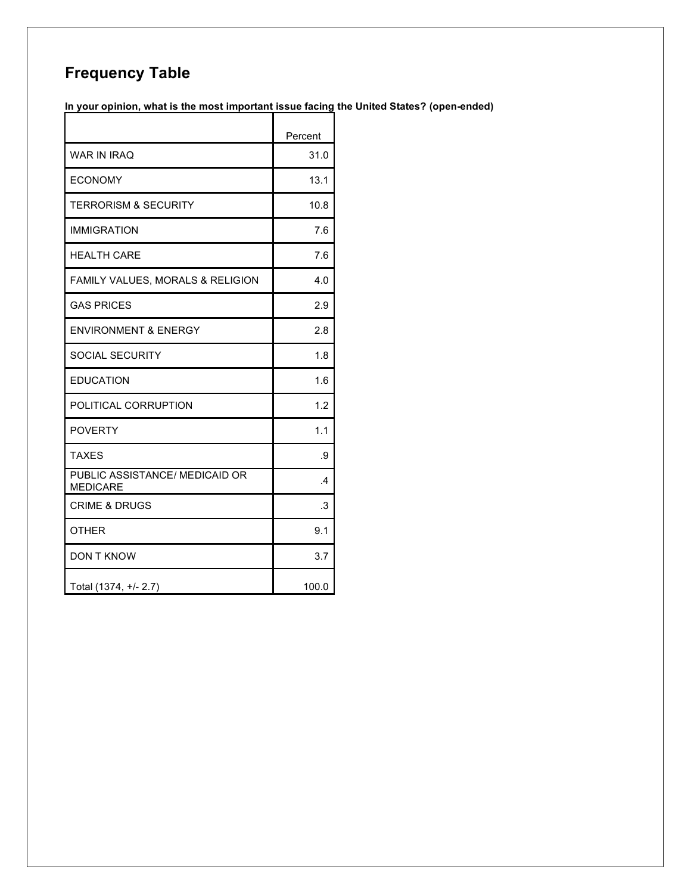## Frequency Table

**In your opinion, what is the most important issue facing the United States? (open-ended)**

| | Percent |
|---|---|
| WAR IN IRAQ | 31.0 |
| ECONOMY | 13.1 |
| TERRORISM & SECURITY | 10.8 |
| IMMIGRATION | 7.6 |
| HEALTH CARE | 7.6 |
| FAMILY VALUES, MORALS & RELIGION | 4.0 |
| GAS PRICES | 2.9 |
| ENVIRONMENT & ENERGY | 2.8 |
| SOCIAL SECURITY | 1.8 |
| EDUCATION | 1.6 |
| POLITICAL CORRUPTION | 1.2 |
| POVERTY | 1.1 |
| TAXES | .9 |
| PUBLIC ASSISTANCE/ MEDICAID OR MEDICARE | .4 |
| CRIME & DRUGS | .3 |
| OTHER | 9.1 |
| DON T KNOW | 3.7 |
| Total (1374, +/- 2.7) | 100.0 |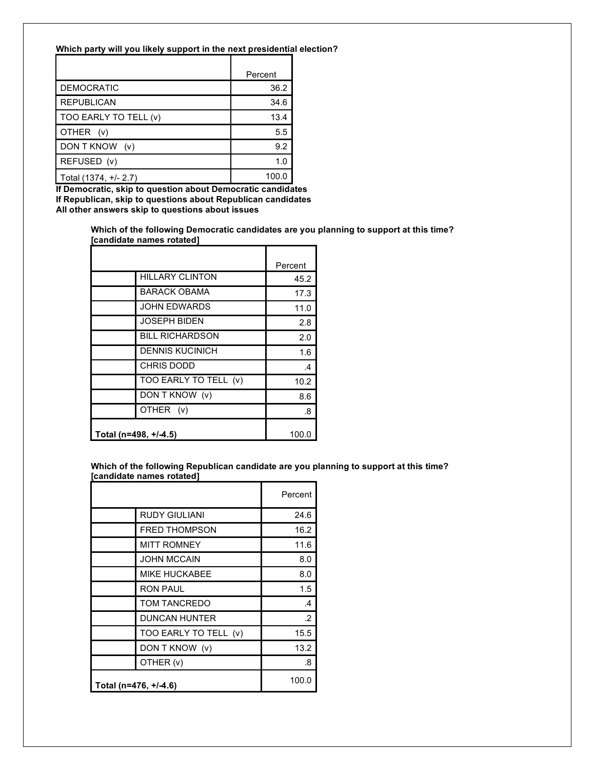**Which party will you likely support in the next presidential election?**

| | Percent |
|---|---|
| DEMOCRATIC | 36.2 |
| REPUBLICAN | 34.6 |
| TOO EARLY TO TELL (v) | 13.4 |
| OTHER (v) | 5.5 |
| DON T KNOW (v) | 9.2 |
| REFUSED (v) | 1.0 |
| Total (1374, +/- 2.7) | 100.0 |

**If Democratic, skip to question about Democratic candidates**
**If Republican, skip to questions about Republican candidates**
**All other answers skip to questions about issues**

**Which of the following Democratic candidates are you planning to support at this time? [candidate names rotated]**

| | | Percent |
|---|---|---|
| | HILLARY CLINTON | 45.2 |
| | BARACK OBAMA | 17.3 |
| | JOHN EDWARDS | 11.0 |
| | JOSEPH BIDEN | 2.8 |
| | BILL RICHARDSON | 2.0 |
| | DENNIS KUCINICH | 1.6 |
| | CHRIS DODD | .4 |
| | TOO EARLY TO TELL (v) | 10.2 |
| | DON T KNOW (v) | 8.6 |
| | OTHER (v) | .8 |
| **Total (n=498, +/-4.5)** | | 100.0 |

**Which of the following Republican candidate are you planning to support at this time? [candidate names rotated]**

| | | Percent |
|---|---|---|
| | RUDY GIULIANI | 24.6 |
| | FRED THOMPSON | 16.2 |
| | MITT ROMNEY | 11.6 |
| | JOHN MCCAIN | 8.0 |
| | MIKE HUCKABEE | 8.0 |
| | RON PAUL | 1.5 |
| | TOM TANCREDO | .4 |
| | DUNCAN HUNTER | .2 |
| | TOO EARLY TO TELL (v) | 15.5 |
| | DON T KNOW (v) | 13.2 |
| | OTHER (v) | .8 |
| **Total (n=476, +/-4.6)** | | 100.0 |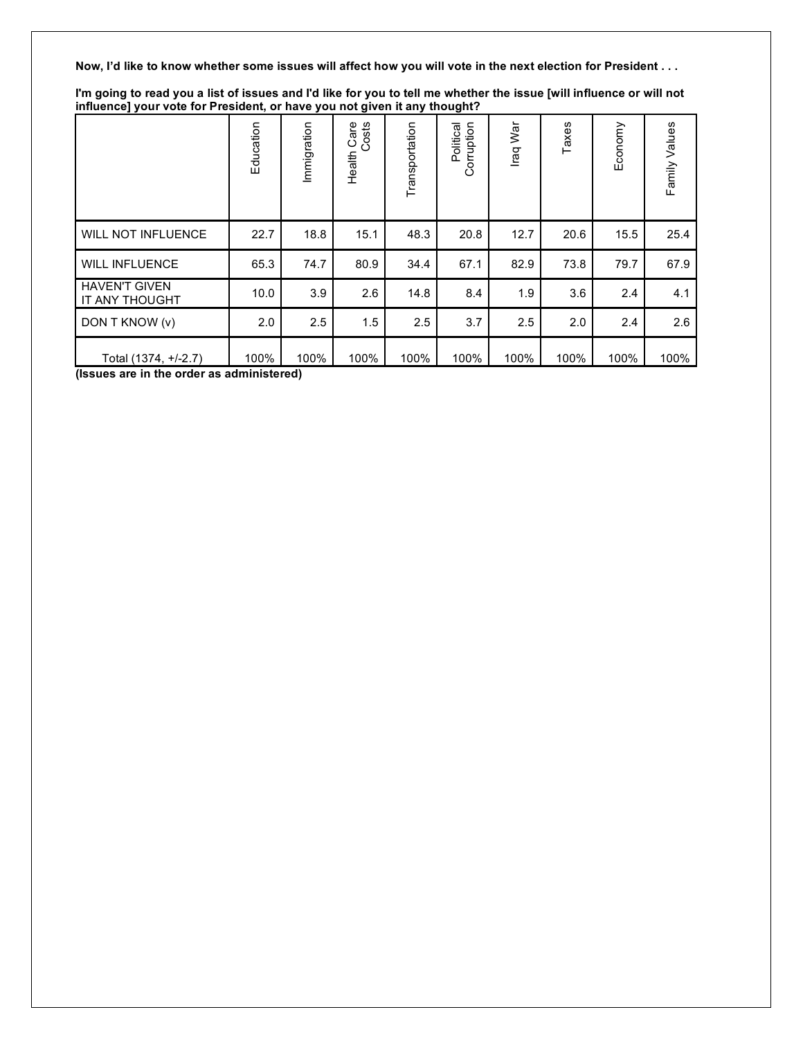**Now, I'd like to know whether some issues will affect how you will vote in the next election for President . . .**

**I'm going to read you a list of issues and I'd like for you to tell me whether the issue [will influence or will not influence] your vote for President, or have you not given it any thought?**

| | Education | Immigration | Health Care Costs | Transportation | Political Corruption | Iraq War | Taxes | Economy | Family Values |
|---|---|---|---|---|---|---|---|---|---|
| WILL NOT INFLUENCE | 22.7 | 18.8 | 15.1 | 48.3 | 20.8 | 12.7 | 20.6 | 15.5 | 25.4 |
| WILL INFLUENCE | 65.3 | 74.7 | 80.9 | 34.4 | 67.1 | 82.9 | 73.8 | 79.7 | 67.9 |
| HAVEN'T GIVEN IT ANY THOUGHT | 10.0 | 3.9 | 2.6 | 14.8 | 8.4 | 1.9 | 3.6 | 2.4 | 4.1 |
| DON T KNOW (v) | 2.0 | 2.5 | 1.5 | 2.5 | 3.7 | 2.5 | 2.0 | 2.4 | 2.6 |
| Total (1374, +/-2.7) | 100% | 100% | 100% | 100% | 100% | 100% | 100% | 100% | 100% |

**(Issues are in the order as administered)**